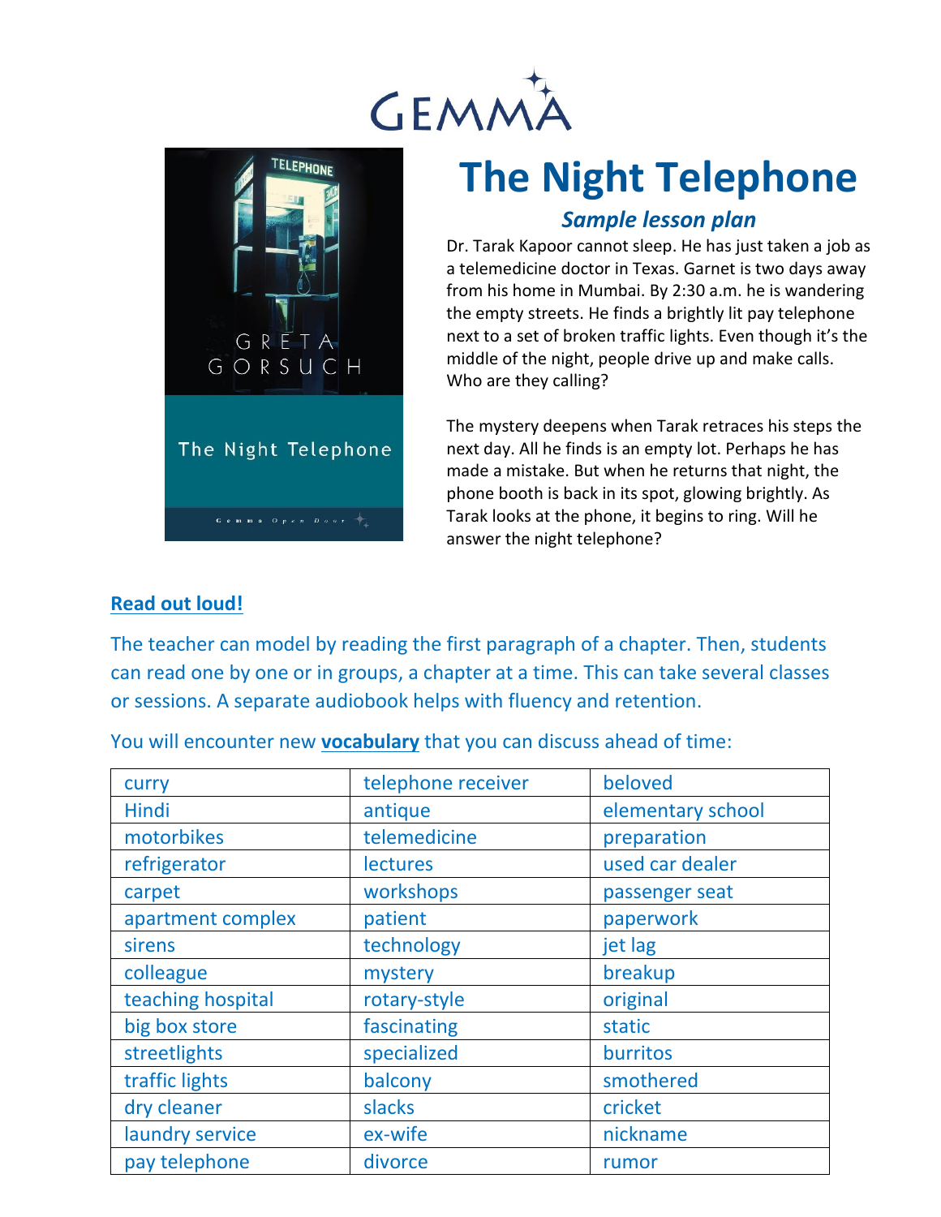GEMMA

# The Night Telephone

### *Sample lesson plan*

Dr. Tarak Kapoor cannot sleep. He has just taken a job as a telemedicine doctor in Texas. Garnet is two days away from his home in Mumbai. By 2:30 a.m. he is wandering the empty streets. He finds a brightly lit pay telephone next to a set of broken traffic lights. Even though it's the middle of the night, people drive up and make calls. Who are they calling?

The mystery deepens when Tarak retraces his steps the next day. All he finds is an empty lot. Perhaps he has made a mistake. But when he returns that night, the phone booth is back in its spot, glowing brightly. As Tarak looks at the phone, it begins to ring. Will he answer the night telephone?

## **Read out loud!**

The teacher can model by reading the first paragraph of a chapter. Then, students can read one by one or in groups, a chapter at a time. This can take several classes or sessions. A separate audiobook helps with fluency and retention.

You will encounter new **vocabulary** that you can discuss ahead of time:

| | | |
|---|---|---|
| curry | telephone receiver | beloved |
| Hindi | antique | elementary school |
| motorbikes | telemedicine | preparation |
| refrigerator | lectures | used car dealer |
| carpet | workshops | passenger seat |
| apartment complex | patient | paperwork |
| sirens | technology | jet lag |
| colleague | mystery | breakup |
| teaching hospital | rotary-style | original |
| big box store | fascinating | static |
| streetlights | specialized | burritos |
| traffic lights | balcony | smothered |
| dry cleaner | slacks | cricket |
| laundry service | ex-wife | nickname |
| pay telephone | divorce | rumor |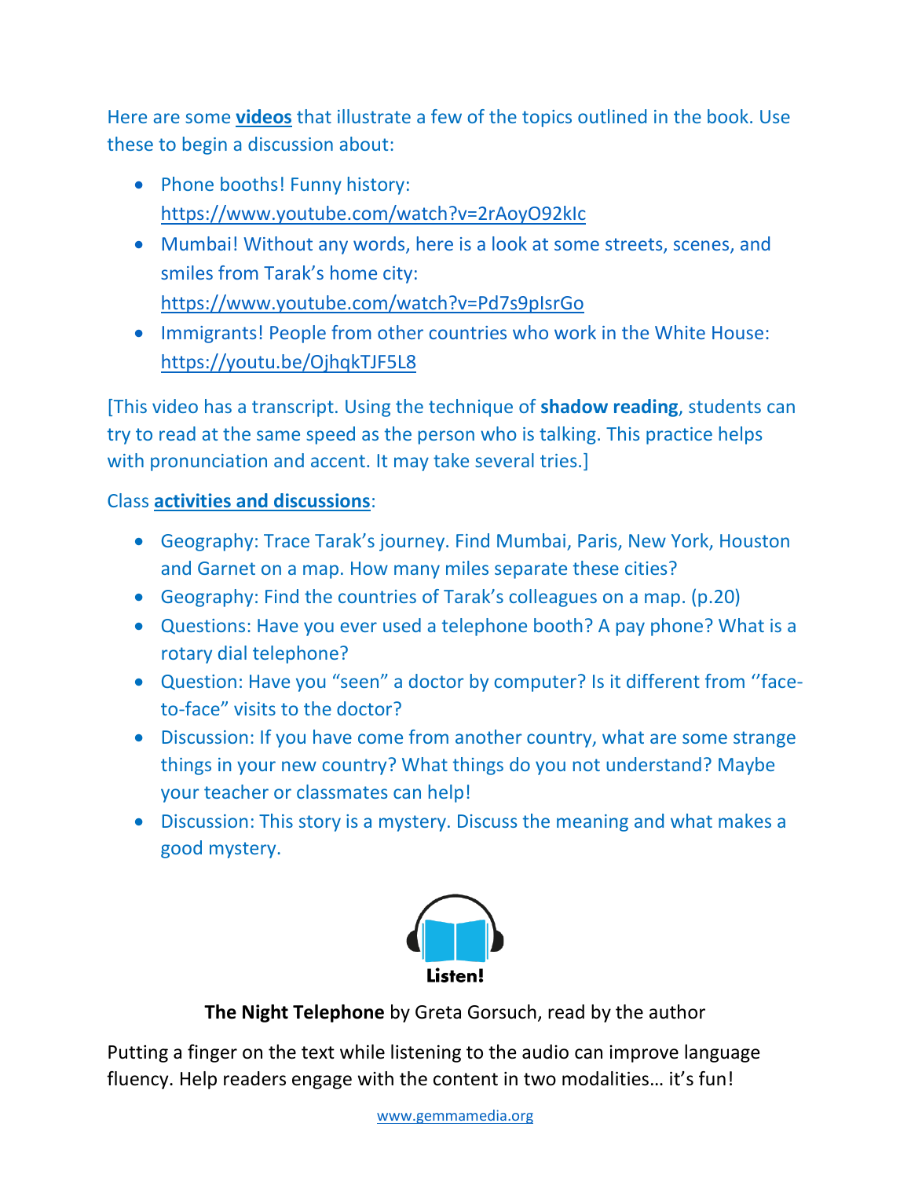Here are some **videos** that illustrate a few of the topics outlined in the book. Use these to begin a discussion about:

- Phone booths! Funny history: https://www.youtube.com/watch?v=2rAoyO92kIc
- Mumbai! Without any words, here is a look at some streets, scenes, and smiles from Tarak's home city: https://www.youtube.com/watch?v=Pd7s9pIsrGo
- Immigrants! People from other countries who work in the White House: https://youtu.be/OjhqkTJF5L8

[This video has a transcript. Using the technique of **shadow reading**, students can try to read at the same speed as the person who is talking. This practice helps with pronunciation and accent. It may take several tries.]

Class **activities and discussions**:

- Geography: Trace Tarak's journey. Find Mumbai, Paris, New York, Houston and Garnet on a map. How many miles separate these cities?
- Geography: Find the countries of Tarak's colleagues on a map. (p.20)
- Questions: Have you ever used a telephone booth? A pay phone? What is a rotary dial telephone?
- Question: Have you "seen" a doctor by computer? Is it different from ''face-to-face" visits to the doctor?
- Discussion: If you have come from another country, what are some strange things in your new country? What things do you not understand? Maybe your teacher or classmates can help!
- Discussion: This story is a mystery. Discuss the meaning and what makes a good mystery.

**Listen!**

**The Night Telephone** by Greta Gorsuch, read by the author

Putting a finger on the text while listening to the audio can improve language fluency. Help readers engage with the content in two modalities… it's fun!

www.gemmamedia.org